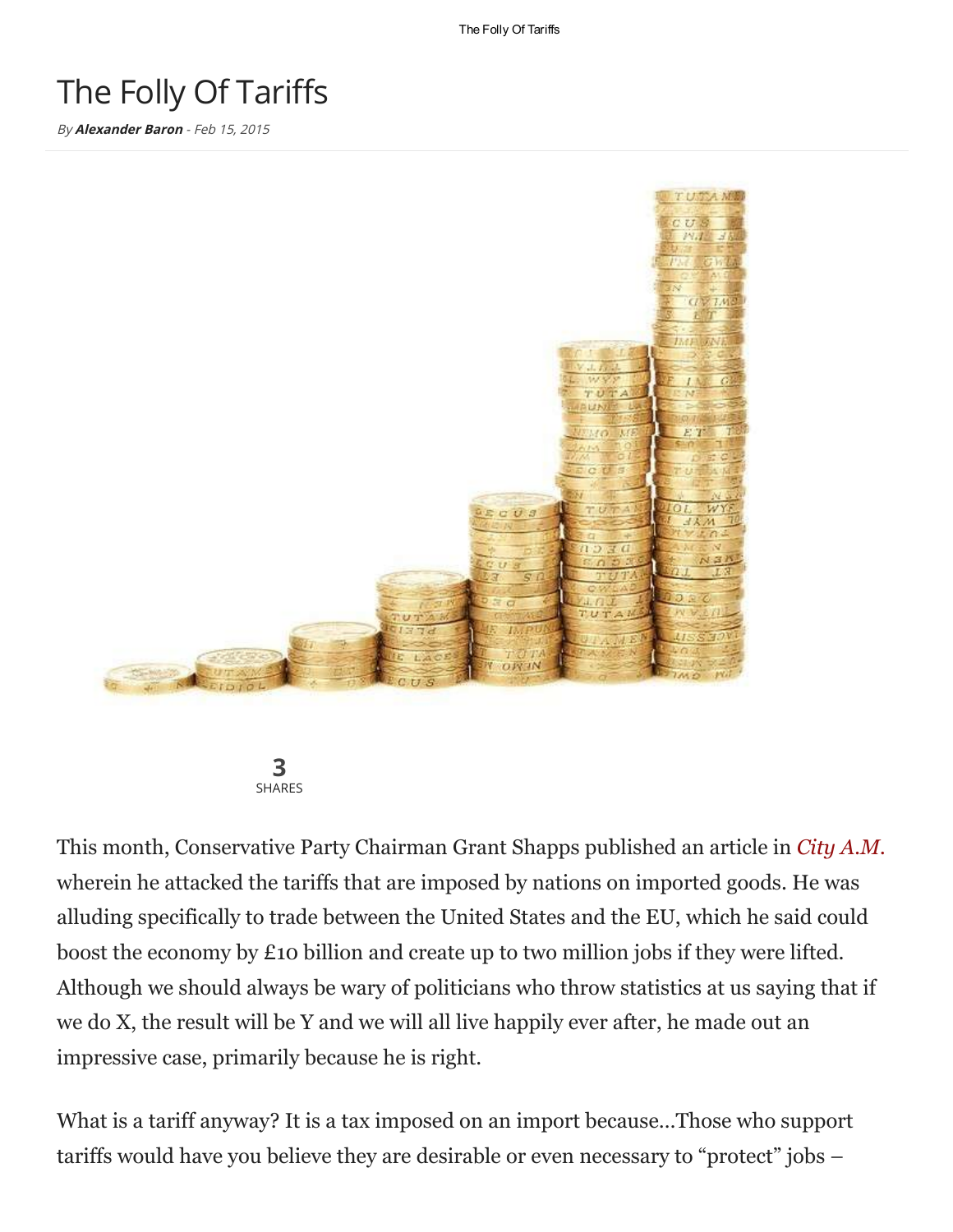# The Folly Of Tariffs

*By* ***Alexander Baron*** *- Feb 15, 2015*

**3**
SHARES

This month, Conservative Party Chairman Grant Shapps published an article in *City A.M.* wherein he attacked the tariffs that are imposed by nations on imported goods. He was alluding specifically to trade between the United States and the EU, which he said could boost the economy by £10 billion and create up to two million jobs if they were lifted. Although we should always be wary of politicians who throw statistics at us saying that if we do X, the result will be Y and we will all live happily ever after, he made out an impressive case, primarily because he is right.

What is a tariff anyway? It is a tax imposed on an import because...Those who support tariffs would have you believe they are desirable or even necessary to "protect" jobs –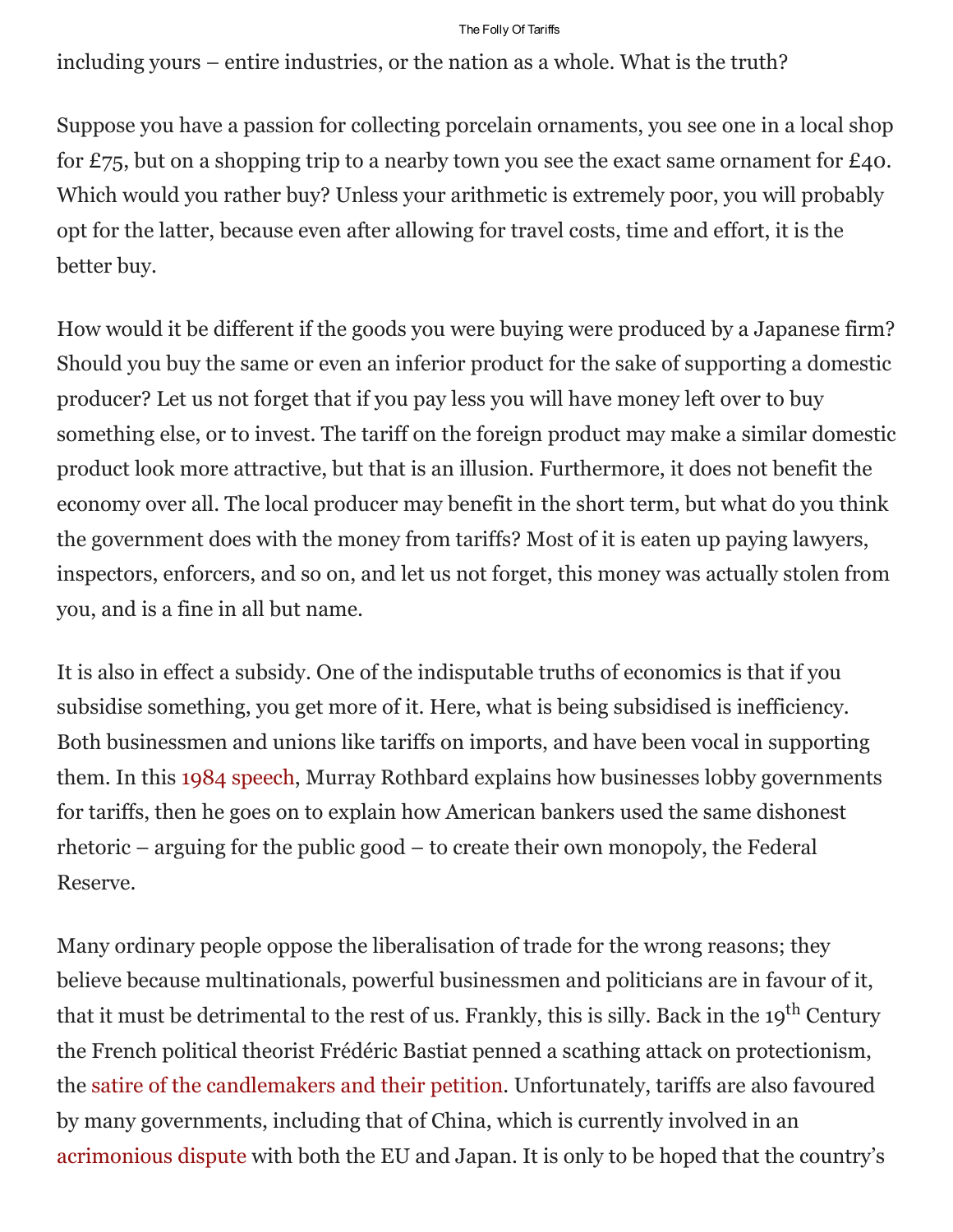including yours – entire industries, or the nation as a whole. What is the truth?

Suppose you have a passion for collecting porcelain ornaments, you see one in a local shop for £75, but on a shopping trip to a nearby town you see the exact same ornament for £40. Which would you rather buy? Unless your arithmetic is extremely poor, you will probably opt for the latter, because even after allowing for travel costs, time and effort, it is the better buy.

How would it be different if the goods you were buying were produced by a Japanese firm? Should you buy the same or even an inferior product for the sake of supporting a domestic producer? Let us not forget that if you pay less you will have money left over to buy something else, or to invest. The tariff on the foreign product may make a similar domestic product look more attractive, but that is an illusion. Furthermore, it does not benefit the economy over all. The local producer may benefit in the short term, but what do you think the government does with the money from tariffs? Most of it is eaten up paying lawyers, inspectors, enforcers, and so on, and let us not forget, this money was actually stolen from you, and is a fine in all but name.

It is also in effect a subsidy. One of the indisputable truths of economics is that if you subsidise something, you get more of it. Here, what is being subsidised is inefficiency. Both businessmen and unions like tariffs on imports, and have been vocal in supporting them. In this 1984 speech, Murray Rothbard explains how businesses lobby governments for tariffs, then he goes on to explain how American bankers used the same dishonest rhetoric – arguing for the public good – to create their own monopoly, the Federal Reserve.

Many ordinary people oppose the liberalisation of trade for the wrong reasons; they believe because multinationals, powerful businessmen and politicians are in favour of it, that it must be detrimental to the rest of us. Frankly, this is silly. Back in the 19th Century the French political theorist Frédéric Bastiat penned a scathing attack on protectionism, the satire of the candlemakers and their petition. Unfortunately, tariffs are also favoured by many governments, including that of China, which is currently involved in an acrimonious dispute with both the EU and Japan. It is only to be hoped that the country's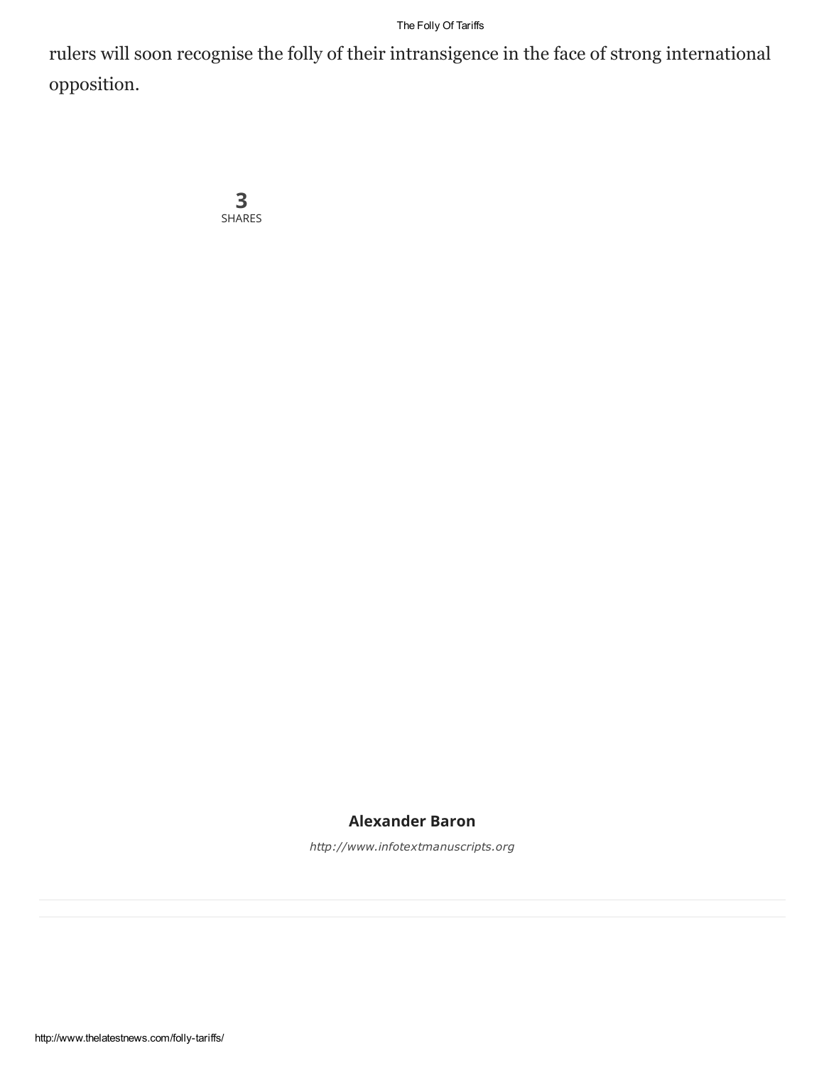rulers will soon recognise the folly of their intransigence in the face of strong international opposition.

**3**
SHARES

**Alexander Baron**

*http://www.infotextmanuscripts.org*